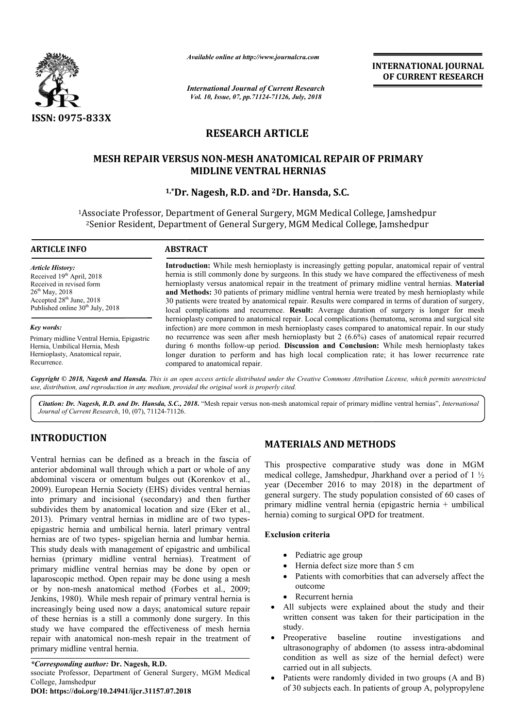*Available online at http://www.journalcra.com*

*International Journal of Current Research*
*Vol. 10, Issue, 07, pp.71124-71126, July, 2018*

**INTERNATIONAL JOURNAL OF CURRENT RESEARCH**

**ISSN: 0975-833X**

# RESEARCH ARTICLE

## MESH REPAIR VERSUS NON-MESH ANATOMICAL REPAIR OF PRIMARY MIDLINE VENTRAL HERNIAS

**[1,*]Dr. Nagesh, R.D. and [2]Dr. Hansda, S.C.**

[1]Associate Professor, Department of General Surgery, MGM Medical College, Jamshedpur
[2]Senior Resident, Department of General Surgery, MGM Medical College, Jamshedpur

**ARTICLE INFO**

*Article History:*
Received 19th April, 2018
Received in revised form
26th May, 2018
Accepted 28th June, 2018
Published online 30th July, 2018

*Key words:*
Primary midline Ventral Hernia, Epigastric Hernia, Umbilical Hernia, Mesh Hernioplasty, Anatomical repair, Recurrence.

**ABSTRACT**

**Introduction:** While mesh hernioplasty is increasingly getting popular, anatomical repair of ventral hernia is still commonly done by surgeons. In this study we have compared the effectiveness of mesh hernioplasty versus anatomical repair in the treatment of primary midline ventral hernias. **Material and Methods:** 30 patients of primary midline ventral hernia were treated by mesh hernioplasty while 30 patients were treated by anatomical repair. Results were compared in terms of duration of surgery, local complications and recurrence. **Result:** Average duration of surgery is longer for mesh hernioplasty compared to anatomical repair. Local complications (hematoma, seroma and surgical site infection) are more common in mesh hernioplasty cases compared to anatomical repair. In our study no recurrence was seen after mesh hernioplasty but 2 (6.6%) cases of anatomical repair recurred during 6 months follow-up period. **Discussion and Conclusion:** While mesh hernioplasty takes longer duration to perform and has high local complication rate; it has lower recurrence rate compared to anatomical repair.

*Copyright © 2018, Nagesh and Hansda. This is an open access article distributed under the Creative Commons Attribution License, which permits unrestricted use, distribution, and reproduction in any medium, provided the original work is properly cited.*

***Citation:*** *Dr. Nagesh, R.D. and Dr. Hansda, S.C.,* ***2018.*** "Mesh repair versus non-mesh anatomical repair of primary midline ventral hernias", *International Journal of Current Research*, 10, (07), 71124-71126.

## INTRODUCTION

Ventral hernias can be defined as a breach in the fascia of anterior abdominal wall through which a part or whole of any abdominal viscera or omentum bulges out (Korenkov et al., 2009). European Hernia Society (EHS) divides ventral hernias into primary and incisional (secondary) and then further subdivides them by anatomical location and size (Eker et al., 2013). Primary ventral hernias in midline are of two types- epigastric hernia and umbilical hernia. laterl primary ventral hernias are of two types- spigelian hernia and lumbar hernia. This study deals with management of epigastric and umbilical hernias (primary midline ventral hernias). Treatment of primary midline ventral hernias may be done by open or laparoscopic method. Open repair may be done using a mesh or by non-mesh anatomical method (Forbes et al., 2009; Jenkins, 1980). While mesh repair of primary ventral hernia is increasingly being used now a days; anatomical suture repair of these hernias is a still a commonly done surgery. In this study we have compared the effectiveness of mesh hernia repair with anatomical non-mesh repair in the treatment of primary midline ventral hernia.

## MATERIALS AND METHODS

This prospective comparative study was done in MGM medical college, Jamshedpur, Jharkhand over a period of 1 ½ year (December 2016 to may 2018) in the department of general surgery. The study population consisted of 60 cases of primary midline ventral hernia (epigastric hernia + umbilical hernia) coming to surgical OPD for treatment.

**Exclusion criteria**

- Pediatric age group
- Hernia defect size more than 5 cm
- Patients with comorbities that can adversely affect the outcome
- Recurrent hernia

- All subjects were explained about the study and their written consent was taken for their participation in the study.
- Preoperative baseline routine investigations and ultrasonography of abdomen (to assess intra-abdominal condition as well as size of the hernial defect) were carried out in all subjects.
- Patients were randomly divided in two groups (A and B) of 30 subjects each. In patients of group A, polypropylene

**\*Corresponding author:** **Dr. Nagesh, R.D.**
ssociate Professor, Department of General Surgery, MGM Medical College, Jamshedpur

**DOI: https://doi.org/10.24941/ijcr.31157.07.2018**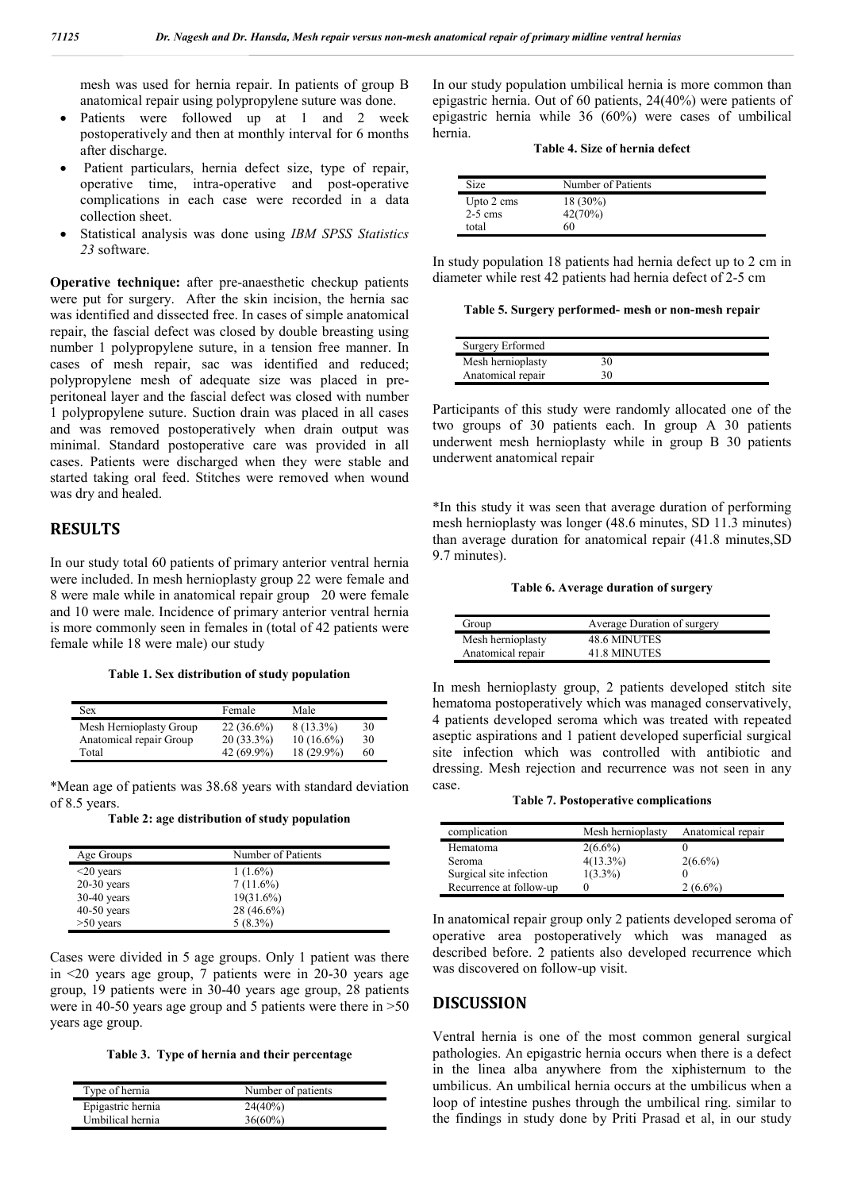mesh was used for hernia repair. In patients of group B anatomical repair using polypropylene suture was done.

- Patients were followed up at 1 and 2 week postoperatively and then at monthly interval for 6 months after discharge.
- Patient particulars, hernia defect size, type of repair, operative time, intra-operative and post-operative complications in each case were recorded in a data collection sheet.
- Statistical analysis was done using *IBM SPSS Statistics 23* software.

**Operative technique:** after pre-anaesthetic checkup patients were put for surgery. After the skin incision, the hernia sac was identified and dissected free. In cases of simple anatomical repair, the fascial defect was closed by double breasting using number 1 polypropylene suture, in a tension free manner. In cases of mesh repair, sac was identified and reduced; polypropylene mesh of adequate size was placed in pre-peritoneal layer and the fascial defect was closed with number 1 polypropylene suture. Suction drain was placed in all cases and was removed postoperatively when drain output was minimal. Standard postoperative care was provided in all cases. Patients were discharged when they were stable and started taking oral feed. Stitches were removed when wound was dry and healed.

## RESULTS

In our study total 60 patients of primary anterior ventral hernia were included. In mesh hernioplasty group 22 were female and 8 were male while in anatomical repair group 20 were female and 10 were male. Incidence of primary anterior ventral hernia is more commonly seen in females in (total of 42 patients were female while 18 were male) our study

**Table 1. Sex distribution of study population**

| Sex | Female | Male | |
|---|---|---|---|
| Mesh Hernioplasty Group | 22 (36.6%) | 8 (13.3%) | 30 |
| Anatomical repair Group | 20 (33.3%) | 10 (16.6%) | 30 |
| Total | 42 (69.9%) | 18 (29.9%) | 60 |

*Mean age of patients was 38.68 years with standard deviation of 8.5 years.

**Table 2: age distribution of study population**

| Age Groups | Number of Patients |
|---|---|
| <20 years | 1 (1.6%) |
| 20-30 years | 7 (11.6%) |
| 30-40 years | 19(31.6%) |
| 40-50 years | 28 (46.6%) |
| >50 years | 5 (8.3%) |

Cases were divided in 5 age groups. Only 1 patient was there in <20 years age group, 7 patients were in 20-30 years age group, 19 patients were in 30-40 years age group, 28 patients were in 40-50 years age group and 5 patients were there in >50 years age group.

**Table 3. Type of hernia and their percentage**

| Type of hernia | Number of patients |
|---|---|
| Epigastric hernia | 24(40%) |
| Umbilical hernia | 36(60%) |

In our study population umbilical hernia is more common than epigastric hernia. Out of 60 patients, 24(40%) were patients of epigastric hernia while 36 (60%) were cases of umbilical hernia.

**Table 4. Size of hernia defect**

| Size | Number of Patients |
|---|---|
| Upto 2 cms | 18 (30%) |
| 2-5 cms | 42(70%) |
| total | 60 |

In study population 18 patients had hernia defect up to 2 cm in diameter while rest 42 patients had hernia defect of 2-5 cm

**Table 5. Surgery performed- mesh or non-mesh repair**

| Surgery Erformed | |
|---|---|
| Mesh hernioplasty | 30 |
| Anatomical repair | 30 |

Participants of this study were randomly allocated one of the two groups of 30 patients each. In group A 30 patients underwent mesh hernioplasty while in group B 30 patients underwent anatomical repair

*In this study it was seen that average duration of performing mesh hernioplasty was longer (48.6 minutes, SD 11.3 minutes) than average duration for anatomical repair (41.8 minutes,SD 9.7 minutes).

**Table 6. Average duration of surgery**

| Group | Average Duration of surgery |
|---|---|
| Mesh hernioplasty | 48.6 MINUTES |
| Anatomical repair | 41.8 MINUTES |

In mesh hernioplasty group, 2 patients developed stitch site hematoma postoperatively which was managed conservatively, 4 patients developed seroma which was treated with repeated aseptic aspirations and 1 patient developed superficial surgical site infection which was controlled with antibiotic and dressing. Mesh rejection and recurrence was not seen in any case.

**Table 7. Postoperative complications**

| complication | Mesh hernioplasty | Anatomical repair |
|---|---|---|
| Hematoma | 2(6.6%) | 0 |
| Seroma | 4(13.3%) | 2(6.6%) |
| Surgical site infection | 1(3.3%) | 0 |
| Recurrence at follow-up | 0 | 2 (6.6%) |

In anatomical repair group only 2 patients developed seroma of operative area postoperatively which was managed as described before. 2 patients also developed recurrence which was discovered on follow-up visit.

## DISCUSSION

Ventral hernia is one of the most common general surgical pathologies. An epigastric hernia occurs when there is a defect in the linea alba anywhere from the xiphisternum to the umbilicus. An umbilical hernia occurs at the umbilicus when a loop of intestine pushes through the umbilical ring. similar to the findings in study done by Priti Prasad et al, in our study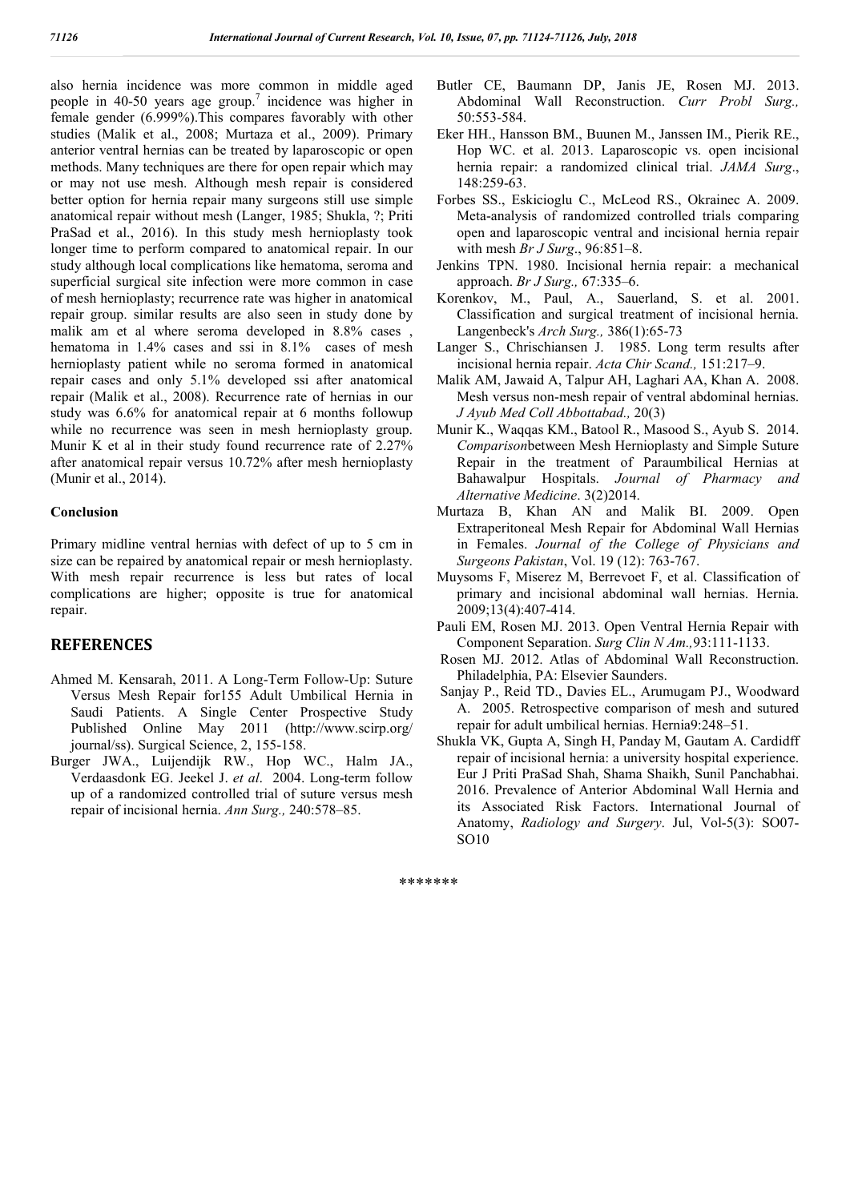also hernia incidence was more common in middle aged people in 40-50 years age group.[7] incidence was higher in female gender (6.999%).This compares favorably with other studies (Malik et al., 2008; Murtaza et al., 2009). Primary anterior ventral hernias can be treated by laparoscopic or open methods. Many techniques are there for open repair which may or may not use mesh. Although mesh repair is considered better option for hernia repair many surgeons still use simple anatomical repair without mesh (Langer, 1985; Shukla, ?; Priti PraSad et al., 2016). In this study mesh hernioplasty took longer time to perform compared to anatomical repair. In our study although local complications like hematoma, seroma and superficial surgical site infection were more common in case of mesh hernioplasty; recurrence rate was higher in anatomical repair group. similar results are also seen in study done by malik am et al where seroma developed in 8.8% cases , hematoma in 1.4% cases and ssi in 8.1% cases of mesh hernioplasty patient while no seroma formed in anatomical repair cases and only 5.1% developed ssi after anatomical repair (Malik et al., 2008). Recurrence rate of hernias in our study was 6.6% for anatomical repair at 6 months followup while no recurrence was seen in mesh hernioplasty group. Munir K et al in their study found recurrence rate of 2.27% after anatomical repair versus 10.72% after mesh hernioplasty (Munir et al., 2014).

## Conclusion

Primary midline ventral hernias with defect of up to 5 cm in size can be repaired by anatomical repair or mesh hernioplasty. With mesh repair recurrence is less but rates of local complications are higher; opposite is true for anatomical repair.

## REFERENCES

Ahmed M. Kensarah, 2011. A Long-Term Follow-Up: Suture Versus Mesh Repair for155 Adult Umbilical Hernia in Saudi Patients. A Single Center Prospective Study Published Online May 2011 (http://www.scirp.org/journal/ss). Surgical Science, 2, 155-158.

Burger JWA., Luijendijk RW., Hop WC., Halm JA., Verdaasdonk EG. Jeekel J. *et al*. 2004. Long-term follow up of a randomized controlled trial of suture versus mesh repair of incisional hernia. *Ann Surg.,* 240:578–85.

Butler CE, Baumann DP, Janis JE, Rosen MJ. 2013. Abdominal Wall Reconstruction. *Curr Probl Surg.,* 50:553-584.

Eker HH., Hansson BM., Buunen M., Janssen IM., Pierik RE., Hop WC. et al. 2013. Laparoscopic vs. open incisional hernia repair: a randomized clinical trial. *JAMA Surg*., 148:259-63.

Forbes SS., Eskicioglu C., McLeod RS., Okrainec A. 2009. Meta-analysis of randomized controlled trials comparing open and laparoscopic ventral and incisional hernia repair with mesh *Br J Surg*., 96:851–8.

Jenkins TPN. 1980. Incisional hernia repair: a mechanical approach. *Br J Surg.,* 67:335–6.

Korenkov, M., Paul, A., Sauerland, S. et al. 2001. Classification and surgical treatment of incisional hernia. Langenbeck's *Arch Surg.,* 386(1):65-73

Langer S., Chrischiansen J. 1985. Long term results after incisional hernia repair. *Acta Chir Scand.,* 151:217–9.

Malik AM, Jawaid A, Talpur AH, Laghari AA, Khan A. 2008. Mesh versus non-mesh repair of ventral abdominal hernias. *J Ayub Med Coll Abbottabad.,* 20(3)

Munir K., Waqqas KM., Batool R., Masood S., Ayub S. 2014. *Comparison*between Mesh Hernioplasty and Simple Suture Repair in the treatment of Paraumbilical Hernias at Bahawalpur Hospitals. *Journal of Pharmacy and Alternative Medicine*. 3(2)2014.

Murtaza B, Khan AN and Malik BI. 2009. Open Extraperitoneal Mesh Repair for Abdominal Wall Hernias in Females. *Journal of the College of Physicians and Surgeons Pakistan*, Vol. 19 (12): 763-767.

Muysoms F, Miserez M, Berrevoet F, et al. Classification of primary and incisional abdominal wall hernias. Hernia. 2009;13(4):407-414.

Pauli EM, Rosen MJ. 2013. Open Ventral Hernia Repair with Component Separation. *Surg Clin N Am.,*93:111-1133.

Rosen MJ. 2012. Atlas of Abdominal Wall Reconstruction. Philadelphia, PA: Elsevier Saunders.

Sanjay P., Reid TD., Davies EL., Arumugam PJ., Woodward A. 2005. Retrospective comparison of mesh and sutured repair for adult umbilical hernias. Hernia9:248–51.

Shukla VK, Gupta A, Singh H, Panday M, Gautam A. Cardidff repair of incisional hernia: a university hospital experience. Eur J Priti PraSad Shah, Shama Shaikh, Sunil Panchabhai. 2016. Prevalence of Anterior Abdominal Wall Hernia and its Associated Risk Factors. International Journal of Anatomy, *Radiology and Surgery*. Jul, Vol-5(3): SO07-SO10

\*\*\*\*\*\*\*